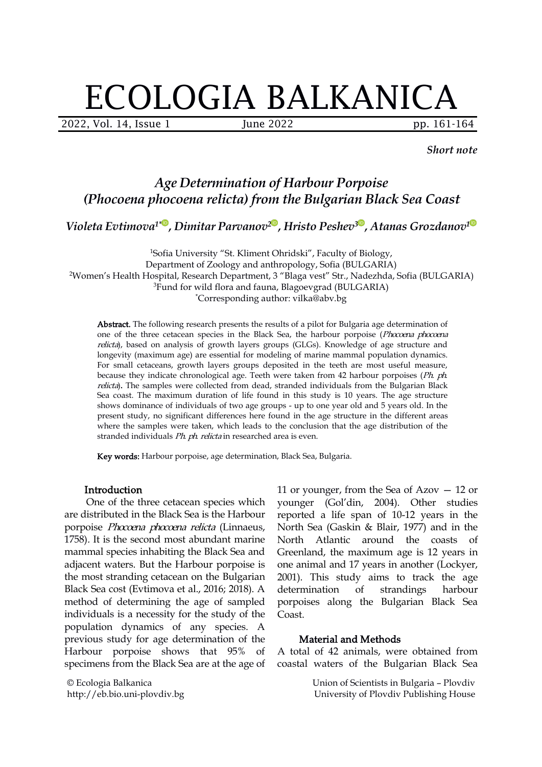*Short note*

# *Age Determination of Harbour Porpoise (Phocoena phocoena relicta) from the Bulgarian Black Sea Coast*

*Violeta Evtimova[1*], Dimitar Parvanov[2], Hristo Peshev[3], Atanas Grozdanov[1]*

[1]Sofia University "St. Kliment Ohridski", Faculty of Biology, Department of Zoology and anthropology, Sofia (BULGARIA)
[2]Women's Health Hospital, Research Department, 3 "Blaga vest" Str., Nadezhda, Sofia (BULGARIA)
[3]Fund for wild flora and fauna, Blagoevgrad (BULGARIA)
[*]Corresponding author: vilka@abv.bg

**Abstract.** The following research presents the results of a pilot for Bulgaria age determination of one of the three cetacean species in the Black Sea, the harbour porpoise (*Phocoena phocoena relicta*), based on analysis of growth layers groups (GLGs). Knowledge of age structure and longevity (maximum age) are essential for modeling of marine mammal population dynamics. For small cetaceans, growth layers groups deposited in the teeth are most useful measure, because they indicate chronological age. Teeth were taken from 42 harbour porpoises (*Ph. ph. relicta*). The samples were collected from dead, stranded individuals from the Bulgarian Black Sea coast. The maximum duration of life found in this study is 10 years. The age structure shows dominance of individuals of two age groups - up to one year old and 5 years old. In the present study, no significant differences here found in the age structure in the different areas where the samples were taken, which leads to the conclusion that the age distribution of the stranded individuals *Ph. ph. relicta* in researched area is even.

**Key words:** Harbour porpoise, age determination, Black Sea, Bulgaria.

## Introduction

One of the three cetacean species which are distributed in the Black Sea is the Harbour porpoise *Phocoena phocoena relicta* (Linnaeus, 1758). It is the second most abundant marine mammal species inhabiting the Black Sea and adjacent waters. But the Harbour porpoise is the most stranding cetacean on the Bulgarian Black Sea cost (Evtimova et al., 2016; 2018). A method of determining the age of sampled individuals is a necessity for the study of the population dynamics of any species. A previous study for age determination of the Harbour porpoise shows that 95% of specimens from the Black Sea are at the age of 11 or younger, from the Sea of Azov — 12 or younger (Gol'din, 2004). Other studies reported a life span of 10-12 years in the North Sea (Gaskin & Blair, 1977) and in the North Atlantic around the coasts of Greenland, the maximum age is 12 years in one animal and 17 years in another (Lockyer, 2001). This study aims to track the age determination of strandings harbour porpoises along the Bulgarian Black Sea Coast.

## Material and Methods

A total of 42 animals, were obtained from coastal waters of the Bulgarian Black Sea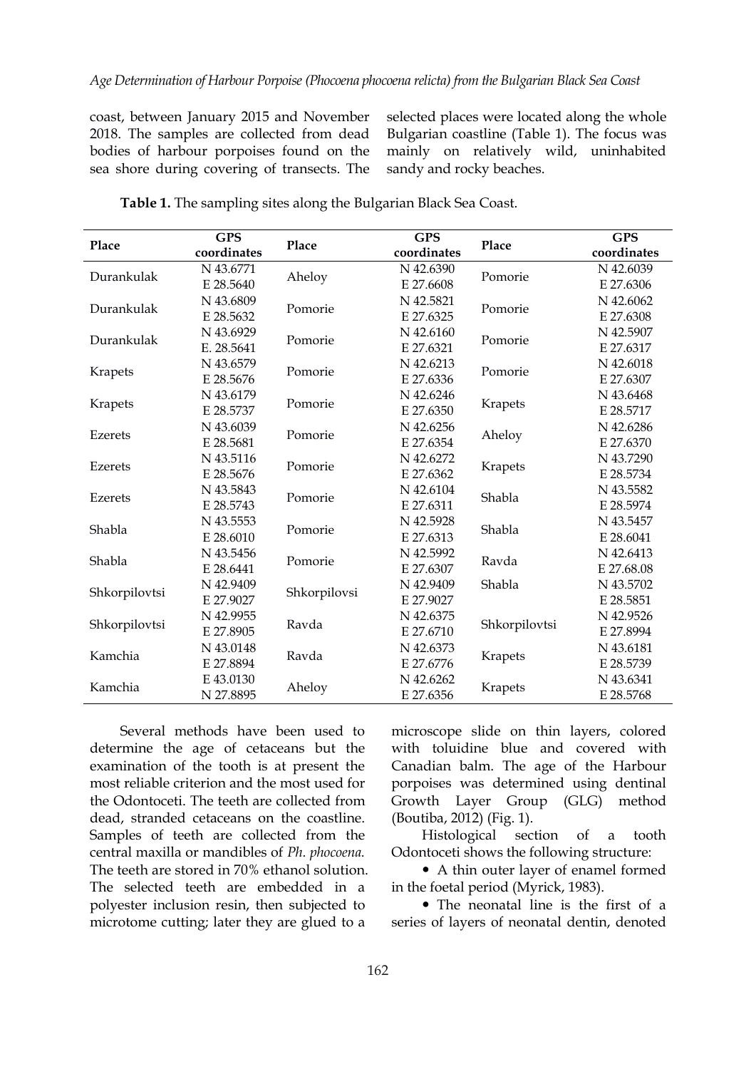coast, between January 2015 and November 2018. The samples are collected from dead bodies of harbour porpoises found on the sea shore during covering of transects. The selected places were located along the whole Bulgarian coastline (Table 1). The focus was mainly on relatively wild, uninhabited sandy and rocky beaches.

**Table 1.** The sampling sites along the Bulgarian Black Sea Coast.

| Place | GPS coordinates | Place | GPS coordinates | Place | GPS coordinates |
|---|---|---|---|---|---|
| Durankulak | N 43.6771 E 28.5640 | Aheloy | N 42.6390 E 27.6608 | Pomorie | N 42.6039 E 27.6306 |
| Durankulak | N 43.6809 E 28.5632 | Pomorie | N 42.5821 E 27.6325 | Pomorie | N 42.6062 E 27.6308 |
| Durankulak | N 43.6929 E. 28.5641 | Pomorie | N 42.6160 E 27.6321 | Pomorie | N 42.5907 E 27.6317 |
| Krapets | N 43.6579 E 28.5676 | Pomorie | N 42.6213 E 27.6336 | Pomorie | N 42.6018 E 27.6307 |
| Krapets | N 43.6179 E 28.5737 | Pomorie | N 42.6246 E 27.6350 | Krapets | N 43.6468 E 28.5717 |
| Ezerets | N 43.6039 E 28.5681 | Pomorie | N 42.6256 E 27.6354 | Aheloy | N 42.6286 E 27.6370 |
| Ezerets | N 43.5116 E 28.5676 | Pomorie | N 42.6272 E 27.6362 | Krapets | N 43.7290 E 28.5734 |
| Ezerets | N 43.5843 E 28.5743 | Pomorie | N 42.6104 E 27.6311 | Shabla | N 43.5582 E 28.5974 |
| Shabla | N 43.5553 E 28.6010 | Pomorie | N 42.5928 E 27.6313 | Shabla | N 43.5457 E 28.6041 |
| Shabla | N 43.5456 E 28.6441 | Pomorie | N 42.5992 E 27.6307 | Ravda | N 42.6413 E 27.68.08 |
| Shkorpilovtsi | N 42.9409 E 27.9027 | Shkorpilovsi | N 42.9409 E 27.9027 | Shabla | N 43.5702 E 28.5851 |
| Shkorpilovtsi | N 42.9955 E 27.8905 | Ravda | N 42.6375 E 27.6710 | Shkorpilovtsi | N 42.9526 E 27.8994 |
| Kamchia | N 43.0148 E 27.8894 | Ravda | N 42.6373 E 27.6776 | Krapets | N 43.6181 E 28.5739 |
| Kamchia | E 43.0130 N 27.8895 | Aheloy | N 42.6262 E 27.6356 | Krapets | N 43.6341 E 28.5768 |

Several methods have been used to determine the age of cetaceans but the examination of the tooth is at present the most reliable criterion and the most used for the Odontoceti. The teeth are collected from dead, stranded cetaceans on the coastline. Samples of teeth are collected from the central maxilla or mandibles of *Ph. phocoena.* The teeth are stored in 70% ethanol solution. The selected teeth are embedded in a polyester inclusion resin, then subjected to microtome cutting; later they are glued to a microscope slide on thin layers, colored with toluidine blue and covered with Canadian balm. The age of the Harbour porpoises was determined using dentinal Growth Layer Group (GLG) method (Boutiba, 2012) (Fig. 1).

Histological section of a tooth Odontoceti shows the following structure:

- A thin outer layer of enamel formed in the foetal period (Myrick, 1983).
- The neonatal line is the first of a series of layers of neonatal dentin, denoted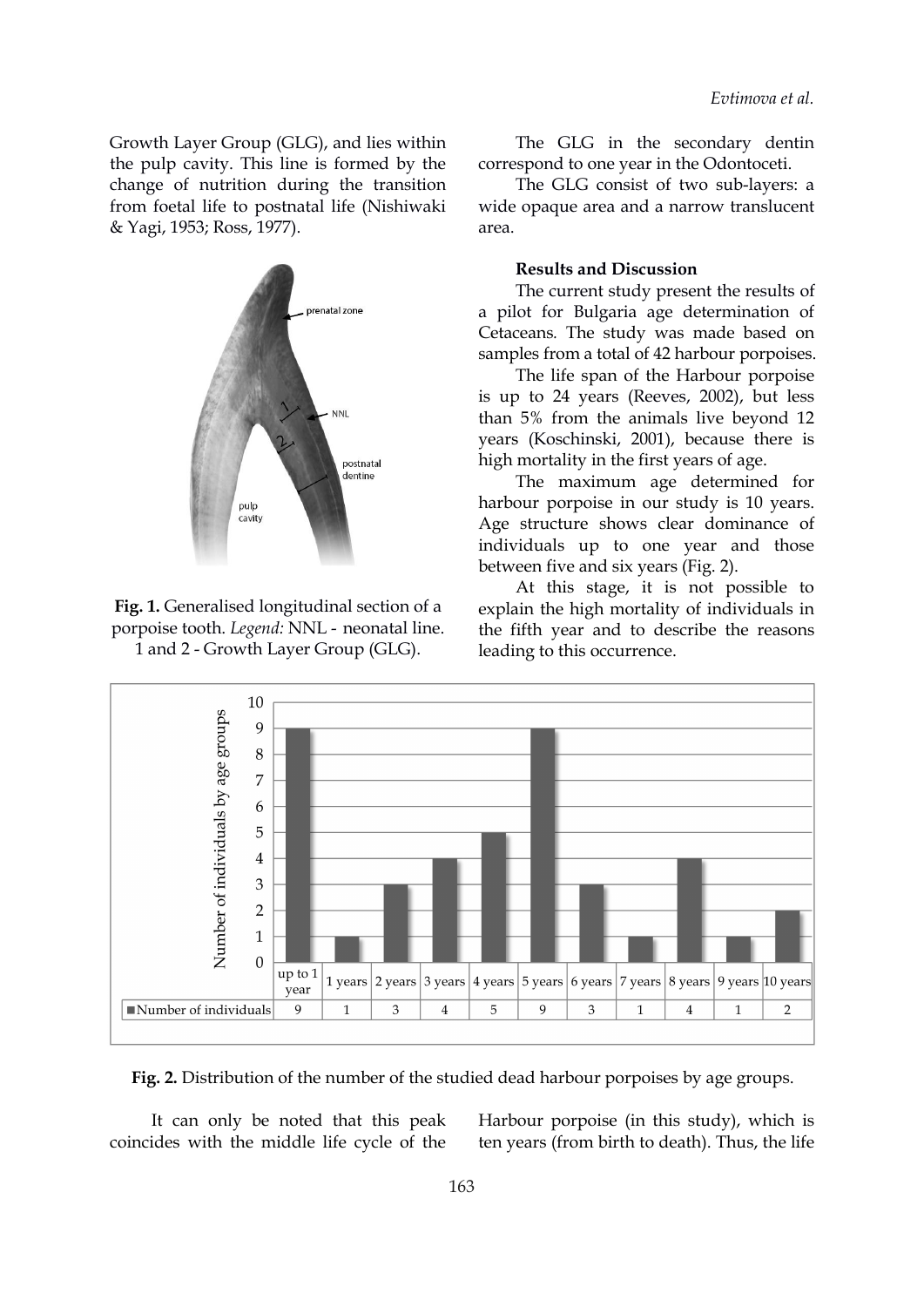Growth Layer Group (GLG), and lies within the pulp cavity. This line is formed by the change of nutrition during the transition from foetal life to postnatal life (Nishiwaki & Yagi, 1953; Ross, 1977).

**Fig. 1.** Generalised longitudinal section of a porpoise tooth. *Legend:* NNL - neonatal line. 1 and 2 - Growth Layer Group (GLG).

The GLG in the secondary dentin correspond to one year in the Odontoceti.

The GLG consist of two sub-layers: a wide opaque area and a narrow translucent area.

**Results and Discussion**

The current study present the results of a pilot for Bulgaria age determination of Cetaceans. The study was made based on samples from a total of 42 harbour porpoises.

The life span of the Harbour porpoise is up to 24 years (Reeves, 2002), but less than 5% from the animals live beyond 12 years (Koschinski, 2001), because there is high mortality in the first years of age.

The maximum age determined for harbour porpoise in our study is 10 years. Age structure shows clear dominance of individuals up to one year and those between five and six years (Fig. 2).

At this stage, it is not possible to explain the high mortality of individuals in the fifth year and to describe the reasons leading to this occurrence.

| | up to 1 year | 1 years | 2 years | 3 years | 4 years | 5 years | 6 years | 7 years | 8 years | 9 years | 10 years |
|---|---|---|---|---|---|---|---|---|---|---|---|
| Number of individuals | 9 | 1 | 3 | 4 | 5 | 9 | 3 | 1 | 4 | 1 | 2 |

**Fig. 2.** Distribution of the number of the studied dead harbour porpoises by age groups.

It can only be noted that this peak coincides with the middle life cycle of the Harbour porpoise (in this study), which is ten years (from birth to death). Thus, the life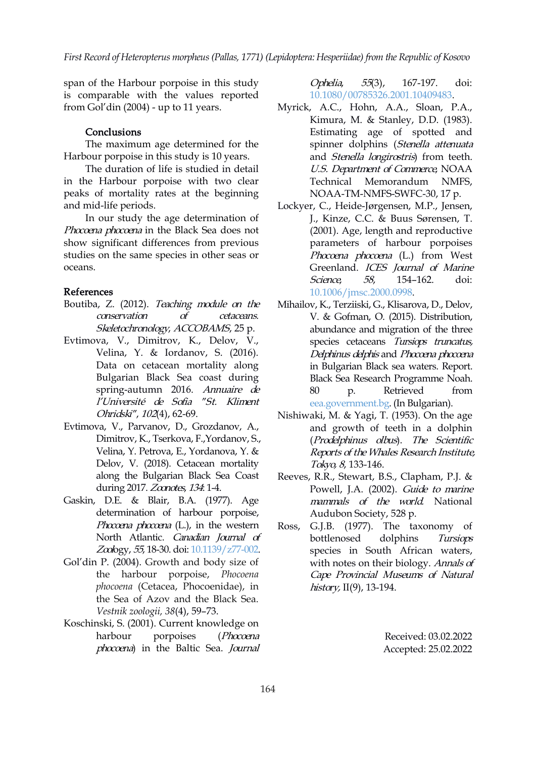span of the Harbour porpoise in this study is comparable with the values reported from Gol'din (2004) - up to 11 years.

## Conclusions

The maximum age determined for the Harbour porpoise in this study is 10 years.

The duration of life is studied in detail in the Harbour porpoise with two clear peaks of mortality rates at the beginning and mid-life periods.

In our study the age determination of *Phocoena phocoena* in the Black Sea does not show significant differences from previous studies on the same species in other seas or oceans.

## References

Boutiba, Z. (2012). *Teaching module on the conservation of cetaceans. Skeletochronology, ACCOBAMS*, 25 p.

Evtimova, V., Dimitrov, K., Delov, V., Velina, Y. & Iordanov, S. (2016). Data on cetacean mortality along Bulgarian Black Sea coast during spring-autumn 2016. *Annuaire de l'Université de Sofia "St. Kliment Ohridski"*, *102*(4), 62-69.

Evtimova, V., Parvanov, D., Grozdanov, A., Dimitrov, K., Tserkova, F.,Yordanov, S., Velina, Y. Petrova, E., Yordanova, Y. & Delov, V. (2018). Cetacean mortality along the Bulgarian Black Sea Coast during 2017. *Zoonotes*, *134*: 1-4.

Gaskin, D.E. & Blair, B.A. (1977). Age determination of harbour porpoise, *Phocoena phocoena* (L.), in the western North Atlantic. *Canadian Journal of Zoology*, *55*, 18-30. doi: 10.1139/z77-002.

Gol'din P. (2004). Growth and body size of the harbour porpoise, *Phocoena phocoena* (Cetacea, Phocoenidae), in the Sea of Azov and the Black Sea. *Vestnik zoologii*, *38*(4), 59–73.

Koschinski, S. (2001). Current knowledge on harbour porpoises (*Phocoena phocoena*) in the Baltic Sea. *Journal Ophelia*, *55*(3), 167-197. doi: 10.1080/00785326.2001.10409483.

Myrick, A.C., Hohn, A.A., Sloan, P.A., Kimura, M. & Stanley, D.D. (1983). Estimating age of spotted and spinner dolphins (*Stenella attenuata* and *Stenella longirostris*) from teeth. *U.S. Department of Commerce*, NOAA Technical Memorandum NMFS, NOAA-TM-NMFS-SWFC-30, 17 p.

Lockyer, C., Heide-Jørgensen, M.P., Jensen, J., Kinze, C.C. & Buus Sørensen, T. (2001). Age, length and reproductive parameters of harbour porpoises *Phocoena phocoena* (L.) from West Greenland. *ICES Journal of Marine Science*, *58*, 154–162. doi: 10.1006/jmsc.2000.0998.

Mihailov, K., Terziiski, G., Klisarova, D., Delov, V. & Gofman, O. (2015). Distribution, abundance and migration of the three species cetaceans *Tursiops truncatus*, *Delphinus delphis* and *Phocoena phocoena* in Bulgarian Black sea waters. Report. Black Sea Research Programme Noah. 80 p. Retrieved from eea.government.bg. (In Bulgarian).

Nishiwaki, M. & Yagi, T. (1953). On the age and growth of teeth in a dolphin (*Prodelphinus olbus*). *The Scientific Reports of the Whales Research Institute, Tokyo*, *8*, 133-146.

Reeves, R.R., Stewart, B.S., Clapham, P.J. & Powell, J.A. (2002). *Guide to marine mammals of the world.* National Audubon Society, 528 p.

Ross, G.J.B. (1977). The taxonomy of bottlenosed dolphins *Tursiops* species in South African waters, with notes on their biology. *Annals of Cape Provincial Museums of Natural history*, II(9), 13-194.

Received: 03.02.2022
Accepted: 25.02.2022